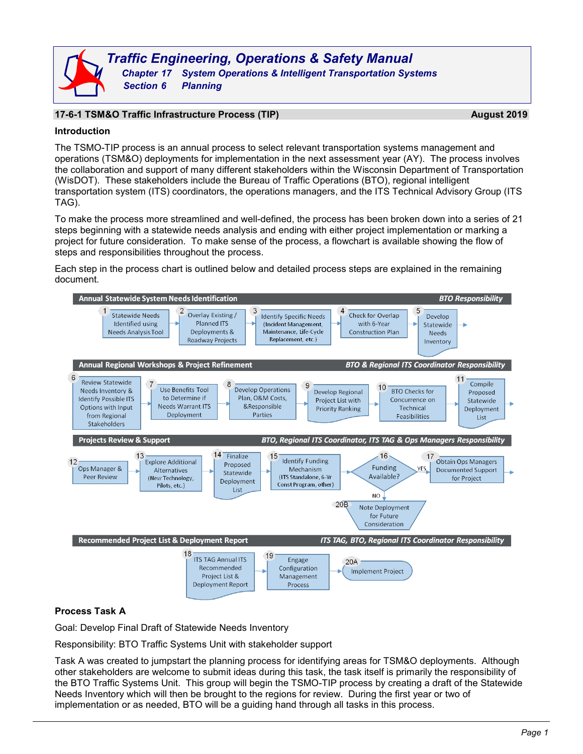# 17-6-1 TSM&O Traffic Infrastructure Process (TIP) — August 2019

## Introduction

The TSMO-TIP process is an annual process to select relevant transportation systems management and operations (TSM&O) deployments for implementation in the next assessment year (AY). The process involves the collaboration and support of many different stakeholders within the Wisconsin Department of Transportation (WisDOT). These stakeholders include the Bureau of Traffic Operations (BTO), regional intelligent transportation system (ITS) coordinators, the operations managers, and the ITS Technical Advisory Group (ITS TAG).

To make the process more streamlined and well-defined, the process has been broken down into a series of 21 steps beginning with a statewide needs analysis and ending with either project implementation or marking a project for future consideration. To make sense of the process, a flowchart is available showing the flow of steps and responsibilities throughout the process.

Each step in the process chart is outlined below and detailed process steps are explained in the remaining document.

**Annual Statewide System Needs Identification** — *BTO Responsibility*

1. Statewide Needs Identified using Needs Analysis Tool
2. Overlay Existing / Planned ITS Deployments & Roadway Projects
3. Identify Specific Needs (Incident Management, Maintenance, Life-Cycle Replacement, etc.)
4. Check for Overlap with 6-Year Construction Plan
5. Develop Statewide Needs Inventory

**Annual Regional Workshops & Project Refinement** — *BTO & Regional ITS Coordinator Responsibility*

6. Review Statewide Needs Inventory & Identify Possible ITS Options with Input from Regional Stakeholders
7. Use Benefits Tool to Determine if Needs Warrant ITS Deployment
8. Develop Operations Plan, O&M Costs, &Responsible Parties
9. Develop Regional Project List with Priority Ranking
10. BTO Checks for Concurrence on Technical Feasibilities
11. Compile Proposed Statewide Deployment List

**Projects Review & Support** — *BTO, Regional ITS Coordinator, ITS TAG & Ops Managers Responsibility*

12. Ops Manager & Peer Review
13. Explore Additional Alternatives (New Technology, Pilots, etc.)
14. Finalize Proposed Statewide Deployment List
15. Identify Funding Mechanism (ITS Standalone, 6-Yr Const Program, other)
16. Funding Available? — YES: go to 17; NO: go to 20B
17. Obtain Ops Managers Documented Support for Project

20B. Note Deployment for Future Consideration

**Recommended Project List & Deployment Report** — *ITS TAG, BTO, Regional ITS Coordinator Responsibility*

18. ITS TAG Annual ITS Recommended Project List & Deployment Report
19. Engage Configuration Management Process

20A. Implement Project

## Process Task A

Goal: Develop Final Draft of Statewide Needs Inventory

Responsibility: BTO Traffic Systems Unit with stakeholder support

Task A was created to jumpstart the planning process for identifying areas for TSM&O deployments. Although other stakeholders are welcome to submit ideas during this task, the task itself is primarily the responsibility of the BTO Traffic Systems Unit. This group will begin the TSMO-TIP process by creating a draft of the Statewide Needs Inventory which will then be brought to the regions for review. During the first year or two of implementation or as needed, BTO will be a guiding hand through all tasks in this process.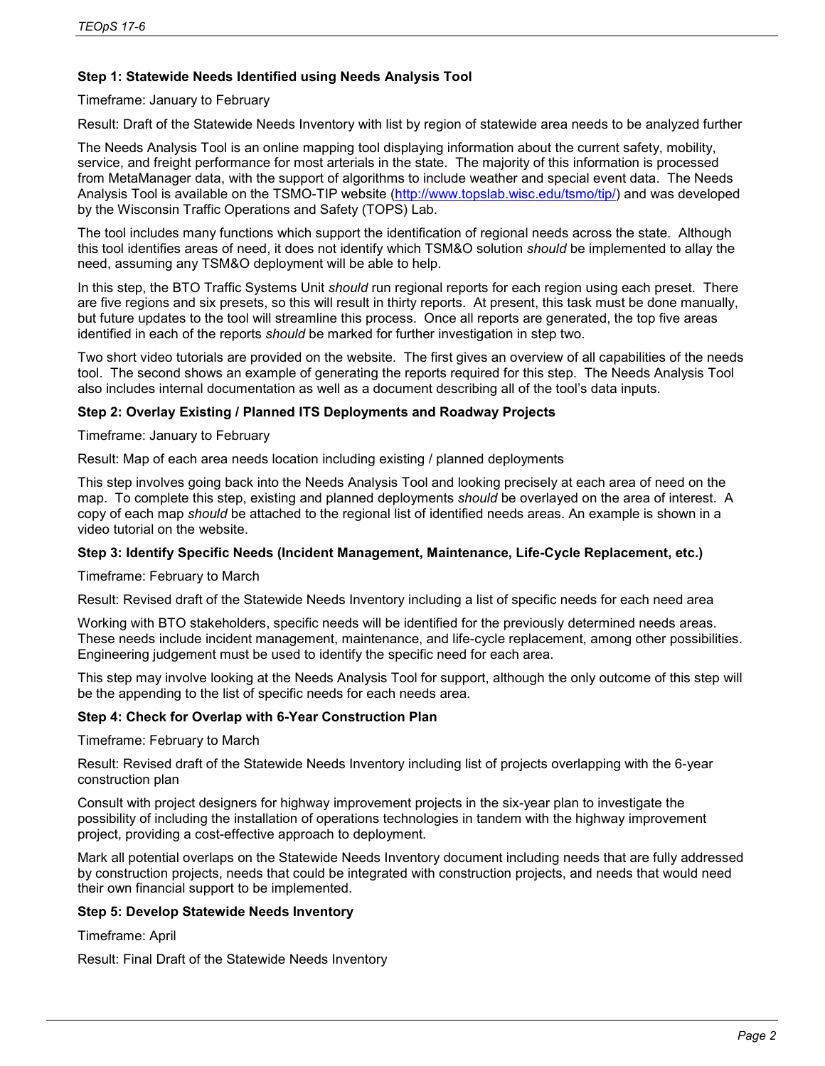**Step 1: Statewide Needs Identified using Needs Analysis Tool**

Timeframe: January to February

Result: Draft of the Statewide Needs Inventory with list by region of statewide area needs to be analyzed further

The Needs Analysis Tool is an online mapping tool displaying information about the current safety, mobility, service, and freight performance for most arterials in the state. The majority of this information is processed from MetaManager data, with the support of algorithms to include weather and special event data. The Needs Analysis Tool is available on the TSMO-TIP website (http://www.topslab.wisc.edu/tsmo/tip/) and was developed by the Wisconsin Traffic Operations and Safety (TOPS) Lab.

The tool includes many functions which support the identification of regional needs across the state. Although this tool identifies areas of need, it does not identify which TSM&O solution *should* be implemented to allay the need, assuming any TSM&O deployment will be able to help.

In this step, the BTO Traffic Systems Unit *should* run regional reports for each region using each preset. There are five regions and six presets, so this will result in thirty reports. At present, this task must be done manually, but future updates to the tool will streamline this process. Once all reports are generated, the top five areas identified in each of the reports *should* be marked for further investigation in step two.

Two short video tutorials are provided on the website. The first gives an overview of all capabilities of the needs tool. The second shows an example of generating the reports required for this step. The Needs Analysis Tool also includes internal documentation as well as a document describing all of the tool's data inputs.

**Step 2: Overlay Existing / Planned ITS Deployments and Roadway Projects**

Timeframe: January to February

Result: Map of each area needs location including existing / planned deployments

This step involves going back into the Needs Analysis Tool and looking precisely at each area of need on the map. To complete this step, existing and planned deployments *should* be overlayed on the area of interest. A copy of each map *should* be attached to the regional list of identified needs areas. An example is shown in a video tutorial on the website.

**Step 3: Identify Specific Needs (Incident Management, Maintenance, Life-Cycle Replacement, etc.)**

Timeframe: February to March

Result: Revised draft of the Statewide Needs Inventory including a list of specific needs for each need area

Working with BTO stakeholders, specific needs will be identified for the previously determined needs areas. These needs include incident management, maintenance, and life-cycle replacement, among other possibilities. Engineering judgement must be used to identify the specific need for each area.

This step may involve looking at the Needs Analysis Tool for support, although the only outcome of this step will be the appending to the list of specific needs for each needs area.

**Step 4: Check for Overlap with 6-Year Construction Plan**

Timeframe: February to March

Result: Revised draft of the Statewide Needs Inventory including list of projects overlapping with the 6-year construction plan

Consult with project designers for highway improvement projects in the six-year plan to investigate the possibility of including the installation of operations technologies in tandem with the highway improvement project, providing a cost-effective approach to deployment.

Mark all potential overlaps on the Statewide Needs Inventory document including needs that are fully addressed by construction projects, needs that could be integrated with construction projects, and needs that would need their own financial support to be implemented.

**Step 5: Develop Statewide Needs Inventory**

Timeframe: April

Result: Final Draft of the Statewide Needs Inventory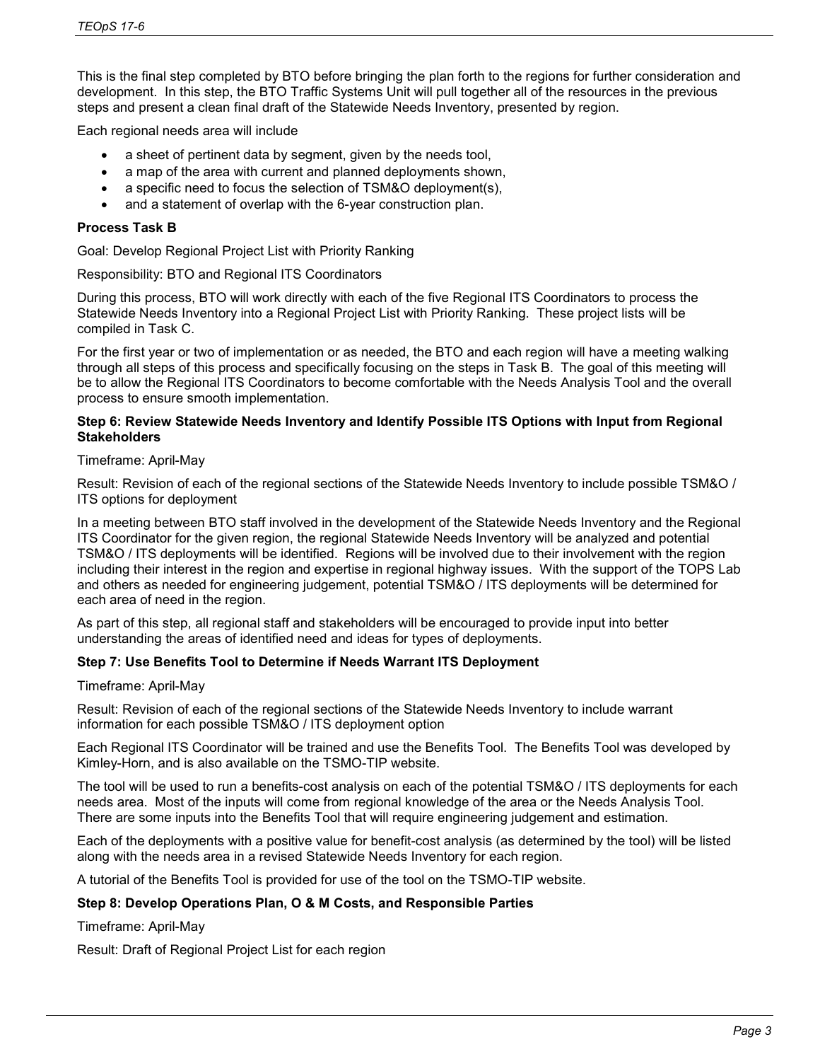This is the final step completed by BTO before bringing the plan forth to the regions for further consideration and development. In this step, the BTO Traffic Systems Unit will pull together all of the resources in the previous steps and present a clean final draft of the Statewide Needs Inventory, presented by region.

Each regional needs area will include

- a sheet of pertinent data by segment, given by the needs tool,
- a map of the area with current and planned deployments shown,
- a specific need to focus the selection of TSM&O deployment(s),
- and a statement of overlap with the 6-year construction plan.

**Process Task B**

Goal: Develop Regional Project List with Priority Ranking

Responsibility: BTO and Regional ITS Coordinators

During this process, BTO will work directly with each of the five Regional ITS Coordinators to process the Statewide Needs Inventory into a Regional Project List with Priority Ranking. These project lists will be compiled in Task C.

For the first year or two of implementation or as needed, the BTO and each region will have a meeting walking through all steps of this process and specifically focusing on the steps in Task B. The goal of this meeting will be to allow the Regional ITS Coordinators to become comfortable with the Needs Analysis Tool and the overall process to ensure smooth implementation.

**Step 6: Review Statewide Needs Inventory and Identify Possible ITS Options with Input from Regional Stakeholders**

Timeframe: April-May

Result: Revision of each of the regional sections of the Statewide Needs Inventory to include possible TSM&O / ITS options for deployment

In a meeting between BTO staff involved in the development of the Statewide Needs Inventory and the Regional ITS Coordinator for the given region, the regional Statewide Needs Inventory will be analyzed and potential TSM&O / ITS deployments will be identified. Regions will be involved due to their involvement with the region including their interest in the region and expertise in regional highway issues. With the support of the TOPS Lab and others as needed for engineering judgement, potential TSM&O / ITS deployments will be determined for each area of need in the region.

As part of this step, all regional staff and stakeholders will be encouraged to provide input into better understanding the areas of identified need and ideas for types of deployments.

**Step 7: Use Benefits Tool to Determine if Needs Warrant ITS Deployment**

Timeframe: April-May

Result: Revision of each of the regional sections of the Statewide Needs Inventory to include warrant information for each possible TSM&O / ITS deployment option

Each Regional ITS Coordinator will be trained and use the Benefits Tool. The Benefits Tool was developed by Kimley-Horn, and is also available on the TSMO-TIP website.

The tool will be used to run a benefits-cost analysis on each of the potential TSM&O / ITS deployments for each needs area. Most of the inputs will come from regional knowledge of the area or the Needs Analysis Tool. There are some inputs into the Benefits Tool that will require engineering judgement and estimation.

Each of the deployments with a positive value for benefit-cost analysis (as determined by the tool) will be listed along with the needs area in a revised Statewide Needs Inventory for each region.

A tutorial of the Benefits Tool is provided for use of the tool on the TSMO-TIP website.

**Step 8: Develop Operations Plan, O & M Costs, and Responsible Parties**

Timeframe: April-May

Result: Draft of Regional Project List for each region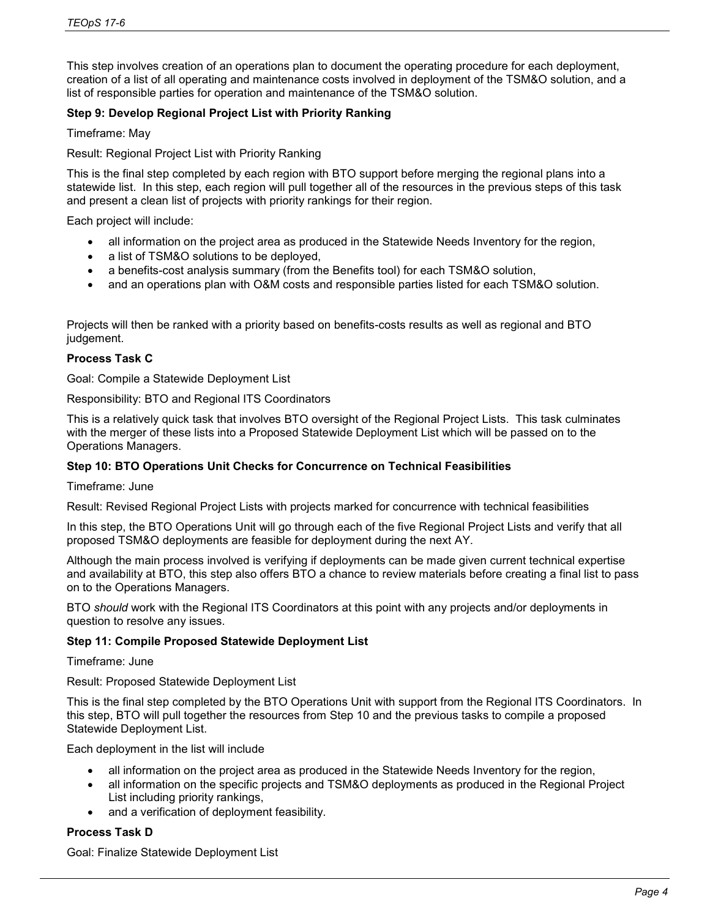This step involves creation of an operations plan to document the operating procedure for each deployment, creation of a list of all operating and maintenance costs involved in deployment of the TSM&O solution, and a list of responsible parties for operation and maintenance of the TSM&O solution.

**Step 9: Develop Regional Project List with Priority Ranking**

Timeframe: May

Result: Regional Project List with Priority Ranking

This is the final step completed by each region with BTO support before merging the regional plans into a statewide list. In this step, each region will pull together all of the resources in the previous steps of this task and present a clean list of projects with priority rankings for their region.

Each project will include:

- all information on the project area as produced in the Statewide Needs Inventory for the region,
- a list of TSM&O solutions to be deployed,
- a benefits-cost analysis summary (from the Benefits tool) for each TSM&O solution,
- and an operations plan with O&M costs and responsible parties listed for each TSM&O solution.

Projects will then be ranked with a priority based on benefits-costs results as well as regional and BTO judgement.

**Process Task C**

Goal: Compile a Statewide Deployment List

Responsibility: BTO and Regional ITS Coordinators

This is a relatively quick task that involves BTO oversight of the Regional Project Lists. This task culminates with the merger of these lists into a Proposed Statewide Deployment List which will be passed on to the Operations Managers.

**Step 10: BTO Operations Unit Checks for Concurrence on Technical Feasibilities**

Timeframe: June

Result: Revised Regional Project Lists with projects marked for concurrence with technical feasibilities

In this step, the BTO Operations Unit will go through each of the five Regional Project Lists and verify that all proposed TSM&O deployments are feasible for deployment during the next AY.

Although the main process involved is verifying if deployments can be made given current technical expertise and availability at BTO, this step also offers BTO a chance to review materials before creating a final list to pass on to the Operations Managers.

BTO *should* work with the Regional ITS Coordinators at this point with any projects and/or deployments in question to resolve any issues.

**Step 11: Compile Proposed Statewide Deployment List**

Timeframe: June

Result: Proposed Statewide Deployment List

This is the final step completed by the BTO Operations Unit with support from the Regional ITS Coordinators. In this step, BTO will pull together the resources from Step 10 and the previous tasks to compile a proposed Statewide Deployment List.

Each deployment in the list will include

- all information on the project area as produced in the Statewide Needs Inventory for the region,
- all information on the specific projects and TSM&O deployments as produced in the Regional Project List including priority rankings,
- and a verification of deployment feasibility.

**Process Task D**

Goal: Finalize Statewide Deployment List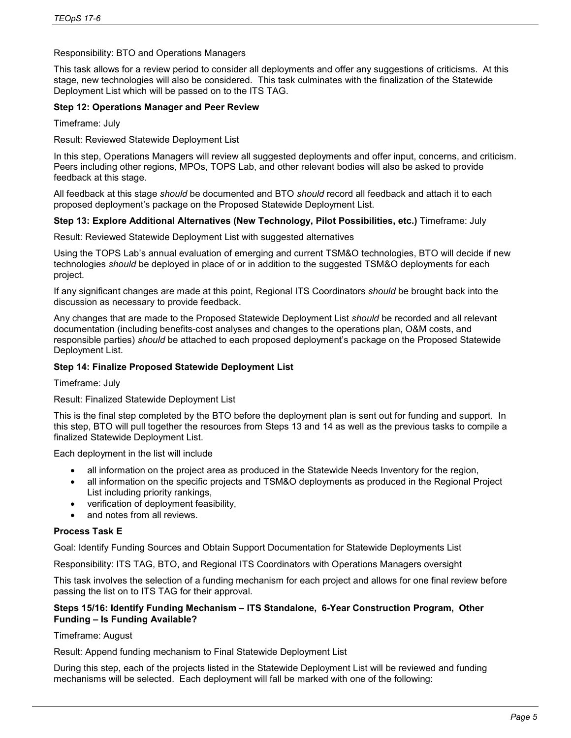Responsibility: BTO and Operations Managers

This task allows for a review period to consider all deployments and offer any suggestions of criticisms. At this stage, new technologies will also be considered. This task culminates with the finalization of the Statewide Deployment List which will be passed on to the ITS TAG.

**Step 12: Operations Manager and Peer Review**

Timeframe: July

Result: Reviewed Statewide Deployment List

In this step, Operations Managers will review all suggested deployments and offer input, concerns, and criticism. Peers including other regions, MPOs, TOPS Lab, and other relevant bodies will also be asked to provide feedback at this stage.

All feedback at this stage *should* be documented and BTO *should* record all feedback and attach it to each proposed deployment's package on the Proposed Statewide Deployment List.

**Step 13: Explore Additional Alternatives (New Technology, Pilot Possibilities, etc.)** Timeframe: July

Result: Reviewed Statewide Deployment List with suggested alternatives

Using the TOPS Lab's annual evaluation of emerging and current TSM&O technologies, BTO will decide if new technologies *should* be deployed in place of or in addition to the suggested TSM&O deployments for each project.

If any significant changes are made at this point, Regional ITS Coordinators *should* be brought back into the discussion as necessary to provide feedback.

Any changes that are made to the Proposed Statewide Deployment List *should* be recorded and all relevant documentation (including benefits-cost analyses and changes to the operations plan, O&M costs, and responsible parties) *should* be attached to each proposed deployment's package on the Proposed Statewide Deployment List.

**Step 14: Finalize Proposed Statewide Deployment List**

Timeframe: July

Result: Finalized Statewide Deployment List

This is the final step completed by the BTO before the deployment plan is sent out for funding and support. In this step, BTO will pull together the resources from Steps 13 and 14 as well as the previous tasks to compile a finalized Statewide Deployment List.

Each deployment in the list will include

- all information on the project area as produced in the Statewide Needs Inventory for the region,
- all information on the specific projects and TSM&O deployments as produced in the Regional Project List including priority rankings,
- verification of deployment feasibility,
- and notes from all reviews.

**Process Task E**

Goal: Identify Funding Sources and Obtain Support Documentation for Statewide Deployments List

Responsibility: ITS TAG, BTO, and Regional ITS Coordinators with Operations Managers oversight

This task involves the selection of a funding mechanism for each project and allows for one final review before passing the list on to ITS TAG for their approval.

**Steps 15/16: Identify Funding Mechanism – ITS Standalone, 6-Year Construction Program, Other Funding – Is Funding Available?**

Timeframe: August

Result: Append funding mechanism to Final Statewide Deployment List

During this step, each of the projects listed in the Statewide Deployment List will be reviewed and funding mechanisms will be selected. Each deployment will fall be marked with one of the following: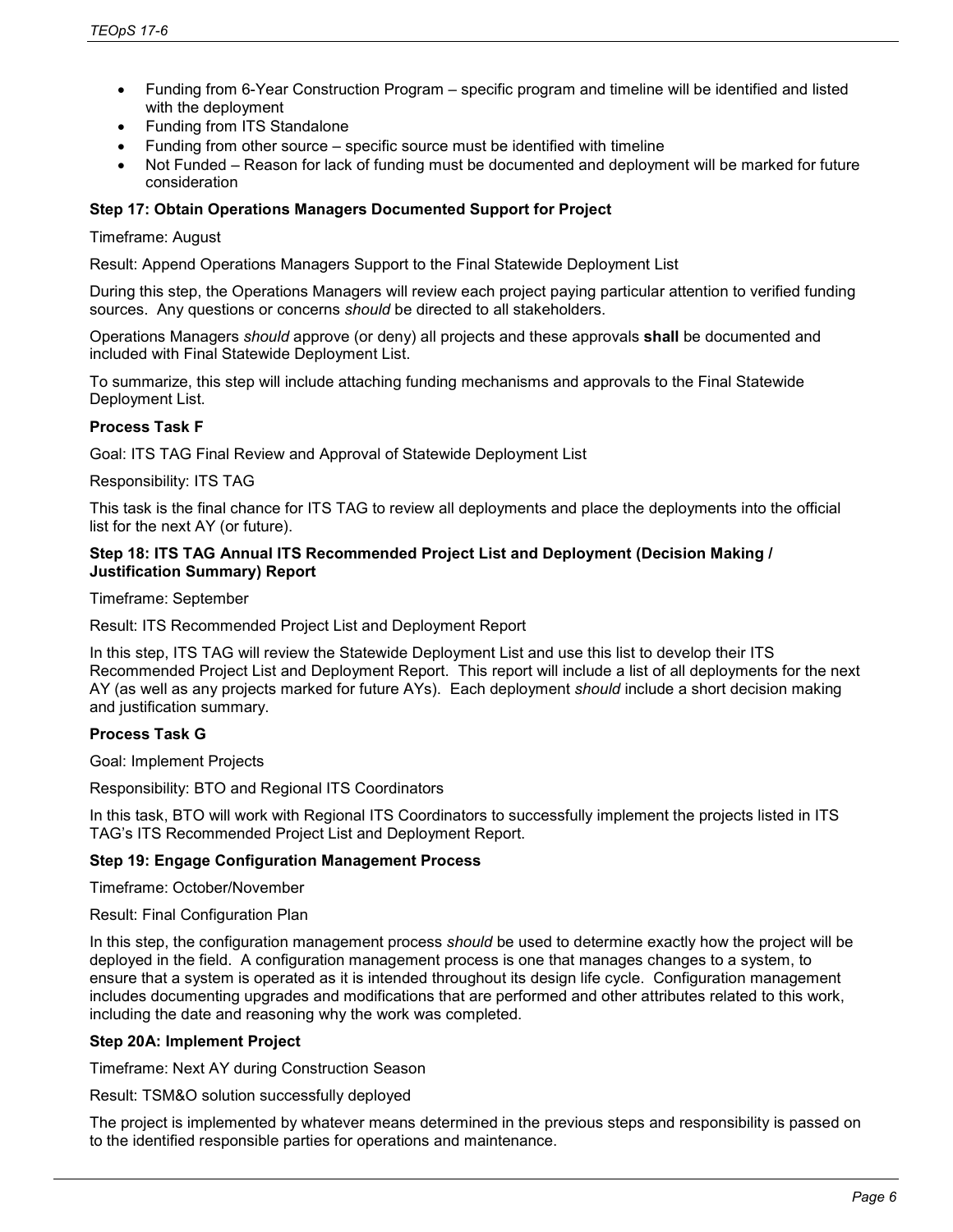- Funding from 6-Year Construction Program – specific program and timeline will be identified and listed with the deployment
- Funding from ITS Standalone
- Funding from other source – specific source must be identified with timeline
- Not Funded – Reason for lack of funding must be documented and deployment will be marked for future consideration

**Step 17: Obtain Operations Managers Documented Support for Project**

Timeframe: August

Result: Append Operations Managers Support to the Final Statewide Deployment List

During this step, the Operations Managers will review each project paying particular attention to verified funding sources. Any questions or concerns *should* be directed to all stakeholders.

Operations Managers *should* approve (or deny) all projects and these approvals **shall** be documented and included with Final Statewide Deployment List.

To summarize, this step will include attaching funding mechanisms and approvals to the Final Statewide Deployment List.

**Process Task F**

Goal: ITS TAG Final Review and Approval of Statewide Deployment List

Responsibility: ITS TAG

This task is the final chance for ITS TAG to review all deployments and place the deployments into the official list for the next AY (or future).

**Step 18: ITS TAG Annual ITS Recommended Project List and Deployment (Decision Making / Justification Summary) Report**

Timeframe: September

Result: ITS Recommended Project List and Deployment Report

In this step, ITS TAG will review the Statewide Deployment List and use this list to develop their ITS Recommended Project List and Deployment Report. This report will include a list of all deployments for the next AY (as well as any projects marked for future AYs). Each deployment *should* include a short decision making and justification summary.

**Process Task G**

Goal: Implement Projects

Responsibility: BTO and Regional ITS Coordinators

In this task, BTO will work with Regional ITS Coordinators to successfully implement the projects listed in ITS TAG's ITS Recommended Project List and Deployment Report.

**Step 19: Engage Configuration Management Process**

Timeframe: October/November

Result: Final Configuration Plan

In this step, the configuration management process *should* be used to determine exactly how the project will be deployed in the field. A configuration management process is one that manages changes to a system, to ensure that a system is operated as it is intended throughout its design life cycle. Configuration management includes documenting upgrades and modifications that are performed and other attributes related to this work, including the date and reasoning why the work was completed.

**Step 20A: Implement Project**

Timeframe: Next AY during Construction Season

Result: TSM&O solution successfully deployed

The project is implemented by whatever means determined in the previous steps and responsibility is passed on to the identified responsible parties for operations and maintenance.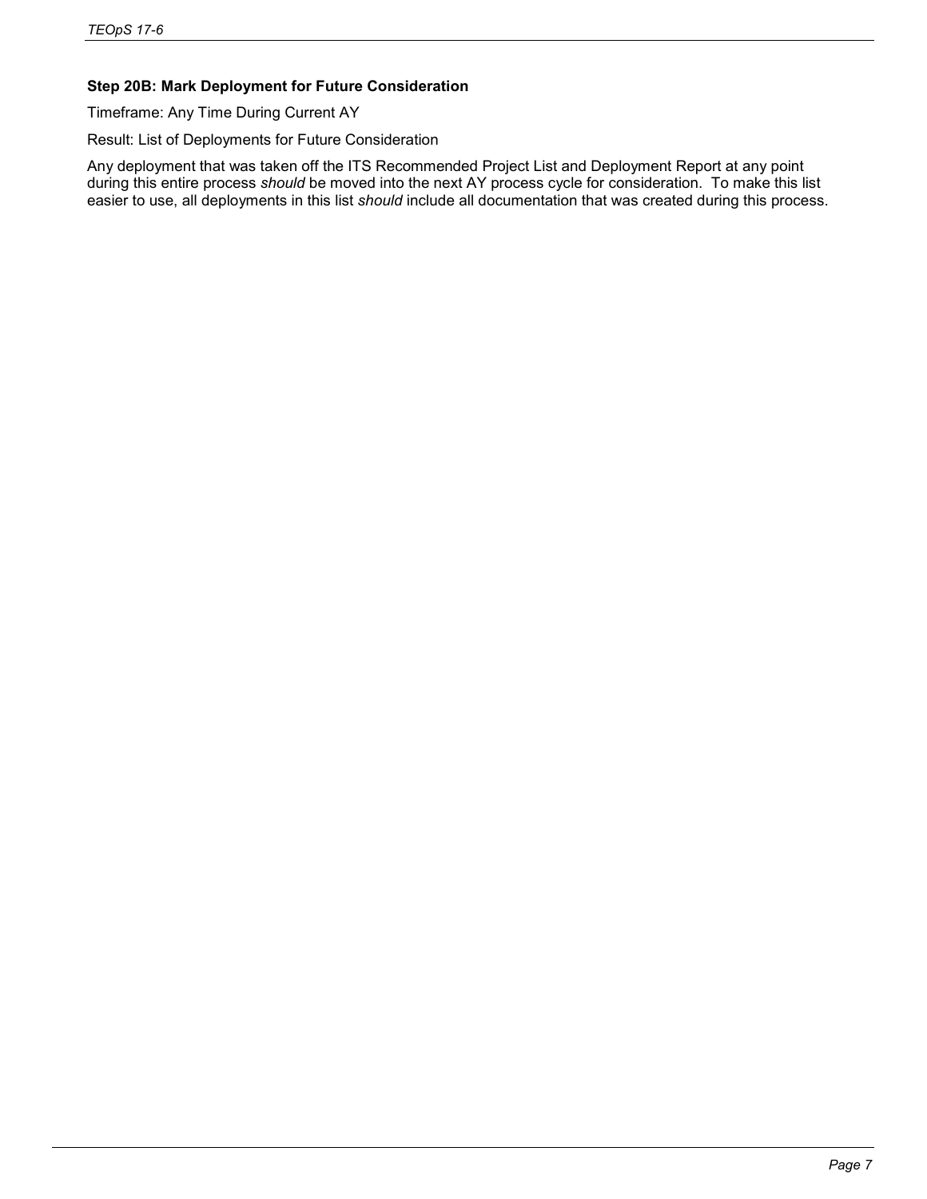### Step 20B: Mark Deployment for Future Consideration

Timeframe: Any Time During Current AY

Result: List of Deployments for Future Consideration

Any deployment that was taken off the ITS Recommended Project List and Deployment Report at any point during this entire process *should* be moved into the next AY process cycle for consideration. To make this list easier to use, all deployments in this list *should* include all documentation that was created during this process.